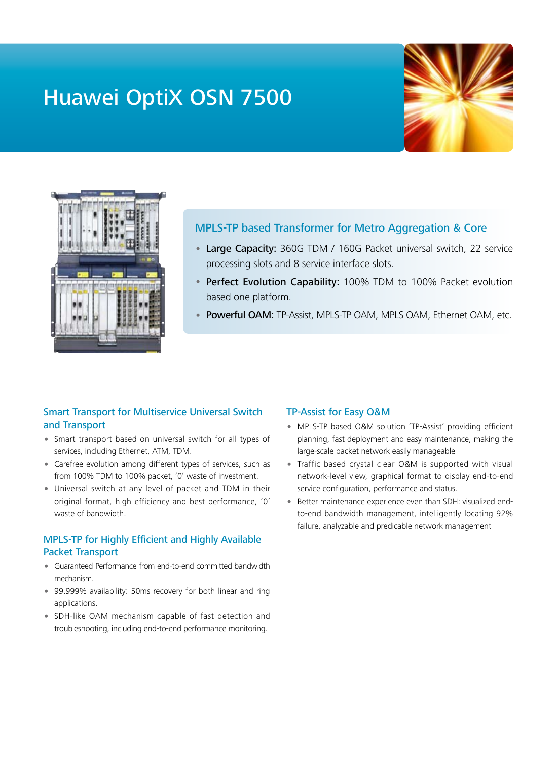# Huawei OptiX OSN 7500

## MPLS-TP based Transformer for Metro Aggregation & Core

- **Large Capacity:** 360G TDM / 160G Packet universal switch, 22 service processing slots and 8 service interface slots.
- **Perfect Evolution Capability:** 100% TDM to 100% Packet evolution based one platform.
- **Powerful OAM:** TP-Assist, MPLS-TP OAM, MPLS OAM, Ethernet OAM, etc.

### Smart Transport for Multiservice Universal Switch and Transport

- Smart transport based on universal switch for all types of services, including Ethernet, ATM, TDM.
- Carefree evolution among different types of services, such as from 100% TDM to 100% packet, '0' waste of investment.
- Universal switch at any level of packet and TDM in their original format, high efficiency and best performance, '0' waste of bandwidth.

### MPLS-TP for Highly Efficient and Highly Available Packet Transport

- Guaranteed Performance from end-to-end committed bandwidth mechanism.
- 99.999% availability: 50ms recovery for both linear and ring applications.
- SDH-like OAM mechanism capable of fast detection and troubleshooting, including end-to-end performance monitoring.

### TP-Assist for Easy O&M

- MPLS-TP based O&M solution 'TP-Assist' providing efficient planning, fast deployment and easy maintenance, making the large-scale packet network easily manageable
- Traffic based crystal clear O&M is supported with visual network-level view, graphical format to display end-to-end service configuration, performance and status.
- Better maintenance experience even than SDH: visualized end-to-end bandwidth management, intelligently locating 92% failure, analyzable and predicable network management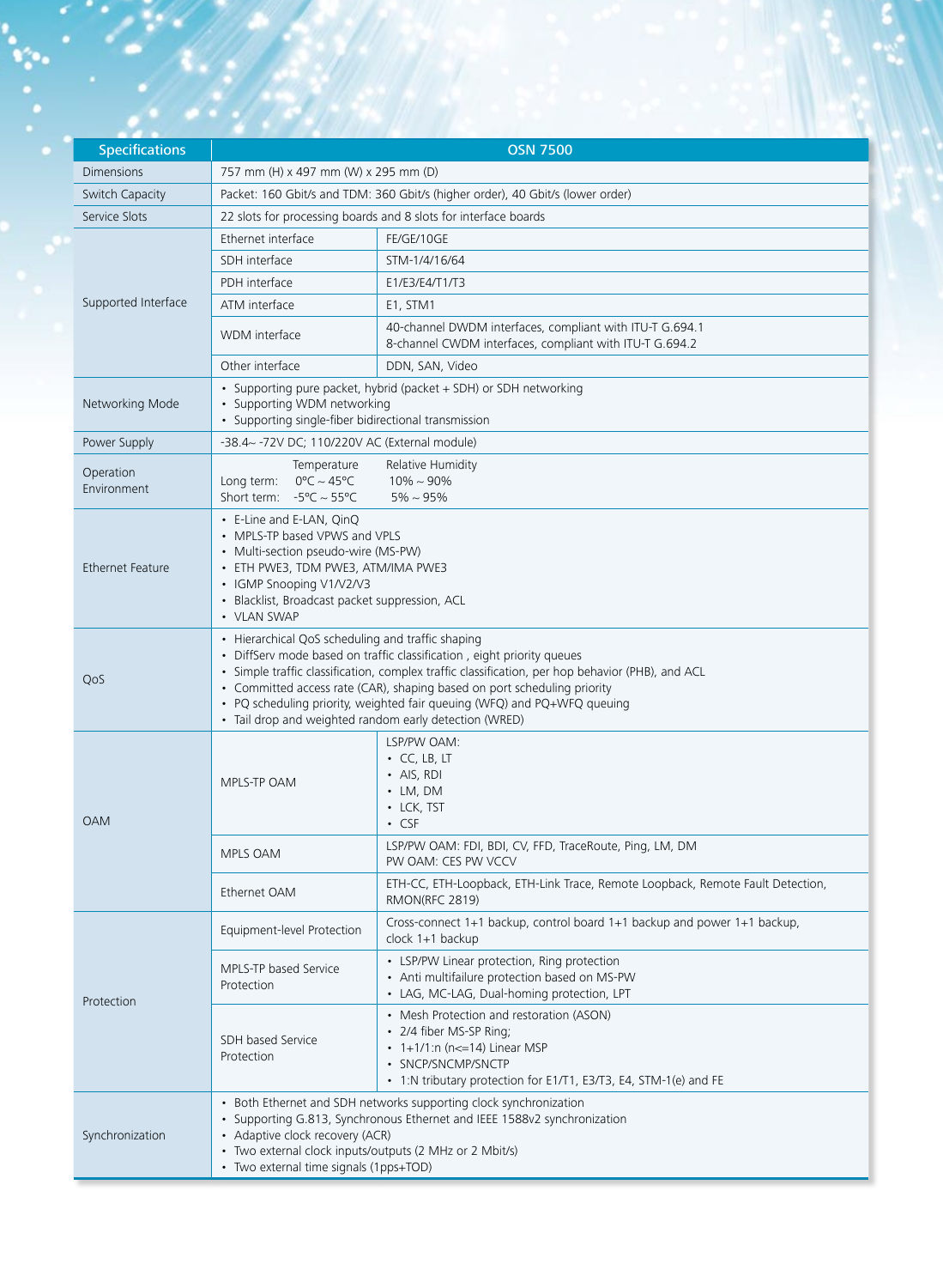| Specifications | OSN 7500 | |
|---|---|---|
| Dimensions | 757 mm (H) x 497 mm (W) x 295 mm (D) | |
| Switch Capacity | Packet: 160 Gbit/s and TDM: 360 Gbit/s (higher order), 40 Gbit/s (lower order) | |
| Service Slots | 22 slots for processing boards and 8 slots for interface boards | |
| Supported Interface | Ethernet interface | FE/GE/10GE |
| | SDH interface | STM-1/4/16/64 |
| | PDH interface | E1/E3/E4/T1/T3 |
| | ATM interface | E1, STM1 |
| | WDM interface | 40-channel DWDM interfaces, compliant with ITU-T G.694.1<br>8-channel CWDM interfaces, compliant with ITU-T G.694.2 |
| | Other interface | DDN, SAN, Video |
| Networking Mode | • Supporting pure packet, hybrid (packet + SDH) or SDH networking<br>• Supporting WDM networking<br>• Supporting single-fiber bidirectional transmission | |
| Power Supply | -38.4~ -72V DC; 110/220V AC (External module) | |
| Operation Environment | Temperature / Relative Humidity<br>Long term: 0°C ~ 45°C / 10% ~ 90%<br>Short term: -5°C ~ 55°C / 5% ~ 95% | |
| Ethernet Feature | • E-Line and E-LAN, QinQ<br>• MPLS-TP based VPWS and VPLS<br>• Multi-section pseudo-wire (MS-PW)<br>• ETH PWE3, TDM PWE3, ATM/IMA PWE3<br>• IGMP Snooping V1/V2/V3<br>• Blacklist, Broadcast packet suppression, ACL<br>• VLAN SWAP | |
| QoS | • Hierarchical QoS scheduling and traffic shaping<br>• DiffServ mode based on traffic classification , eight priority queues<br>• Simple traffic classification, complex traffic classification, per hop behavior (PHB), and ACL<br>• Committed access rate (CAR), shaping based on port scheduling priority<br>• PQ scheduling priority, weighted fair queuing (WFQ) and PQ+WFQ queuing<br>• Tail drop and weighted random early detection (WRED) | |
| OAM | MPLS-TP OAM | LSP/PW OAM:<br>• CC, LB, LT<br>• AIS, RDI<br>• LM, DM<br>• LCK, TST<br>• CSF |
| | MPLS OAM | LSP/PW OAM: FDI, BDI, CV, FFD, TraceRoute, Ping, LM, DM<br>PW OAM: CES PW VCCV |
| | Ethernet OAM | ETH-CC, ETH-Loopback, ETH-Link Trace, Remote Loopback, Remote Fault Detection, RMON(RFC 2819) |
| Protection | Equipment-level Protection | Cross-connect 1+1 backup, control board 1+1 backup and power 1+1 backup, clock 1+1 backup |
| | MPLS-TP based Service Protection | • LSP/PW Linear protection, Ring protection<br>• Anti multifailure protection based on MS-PW<br>• LAG, MC-LAG, Dual-homing protection, LPT |
| | SDH based Service Protection | • Mesh Protection and restoration (ASON)<br>• 2/4 fiber MS-SP Ring;<br>• 1+1/1:n (n<=14) Linear MSP<br>• SNCP/SNCMP/SNCTP<br>• 1:N tributary protection for E1/T1, E3/T3, E4, STM-1(e) and FE |
| Synchronization | • Both Ethernet and SDH networks supporting clock synchronization<br>• Supporting G.813, Synchronous Ethernet and IEEE 1588v2 synchronization<br>• Adaptive clock recovery (ACR)<br>• Two external clock inputs/outputs (2 MHz or 2 Mbit/s)<br>• Two external time signals (1pps+TOD) | |